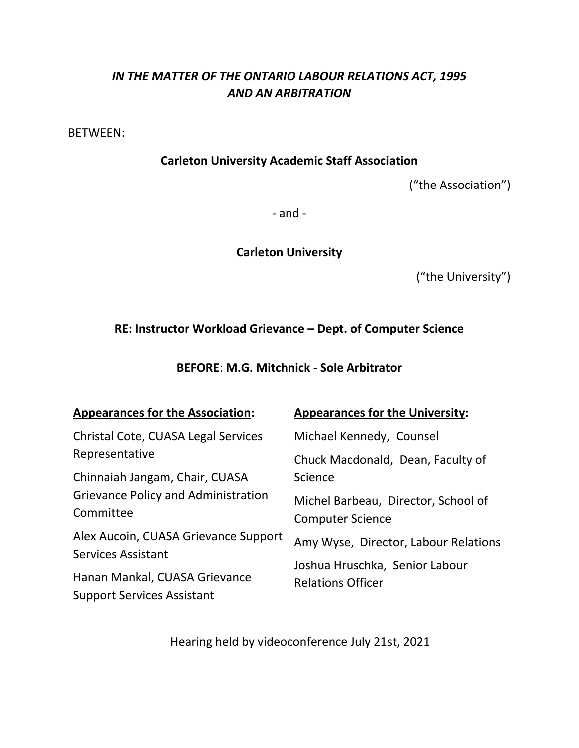***IN THE MATTER OF THE ONTARIO LABOUR RELATIONS ACT, 1995 AND AN ARBITRATION***

BETWEEN:

**Carleton University Academic Staff Association**

("the Association")

- and -

**Carleton University**

("the University")

**RE: Instructor Workload Grievance – Dept. of Computer Science**

**BEFORE**: **M.G. Mitchnick - Sole Arbitrator**

**Appearances for the Association:**

Christal Cote, CUASA Legal Services Representative

Chinnaiah Jangam, Chair, CUASA Grievance Policy and Administration Committee

Alex Aucoin, CUASA Grievance Support Services Assistant

Hanan Mankal, CUASA Grievance Support Services Assistant

**Appearances for the University:**

Michael Kennedy, Counsel

Chuck Macdonald, Dean, Faculty of Science

Michel Barbeau, Director, School of Computer Science

Amy Wyse, Director, Labour Relations

Joshua Hruschka, Senior Labour Relations Officer

Hearing held by videoconference July 21st, 2021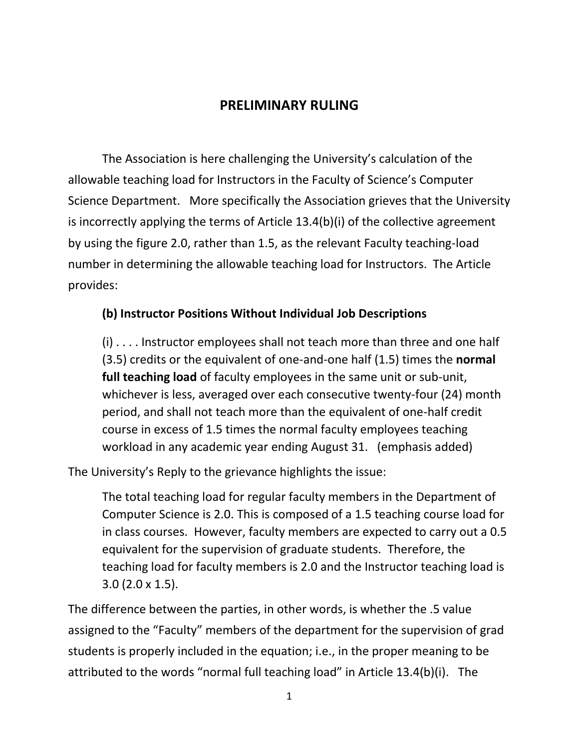## PRELIMINARY RULING

The Association is here challenging the University's calculation of the allowable teaching load for Instructors in the Faculty of Science's Computer Science Department. More specifically the Association grieves that the University is incorrectly applying the terms of Article 13.4(b)(i) of the collective agreement by using the figure 2.0, rather than 1.5, as the relevant Faculty teaching-load number in determining the allowable teaching load for Instructors. The Article provides:

> **(b) Instructor Positions Without Individual Job Descriptions**
>
> (i) . . . . Instructor employees shall not teach more than three and one half (3.5) credits or the equivalent of one-and-one half (1.5) times the **normal full teaching load** of faculty employees in the same unit or sub-unit, whichever is less, averaged over each consecutive twenty-four (24) month period, and shall not teach more than the equivalent of one-half credit course in excess of 1.5 times the normal faculty employees teaching workload in any academic year ending August 31. (emphasis added)

The University's Reply to the grievance highlights the issue:

> The total teaching load for regular faculty members in the Department of Computer Science is 2.0. This is composed of a 1.5 teaching course load for in class courses. However, faculty members are expected to carry out a 0.5 equivalent for the supervision of graduate students. Therefore, the teaching load for faculty members is 2.0 and the Instructor teaching load is 3.0 (2.0 x 1.5).

The difference between the parties, in other words, is whether the .5 value assigned to the "Faculty" members of the department for the supervision of grad students is properly included in the equation; i.e., in the proper meaning to be attributed to the words "normal full teaching load" in Article 13.4(b)(i). The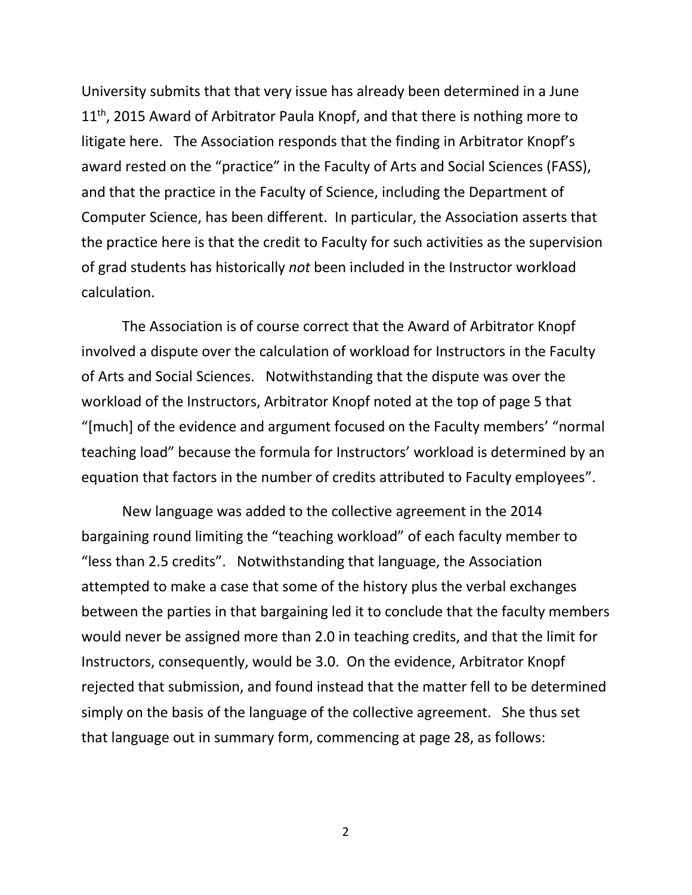University submits that that very issue has already been determined in a June 11th, 2015 Award of Arbitrator Paula Knopf, and that there is nothing more to litigate here. The Association responds that the finding in Arbitrator Knopf's award rested on the "practice" in the Faculty of Arts and Social Sciences (FASS), and that the practice in the Faculty of Science, including the Department of Computer Science, has been different. In particular, the Association asserts that the practice here is that the credit to Faculty for such activities as the supervision of grad students has historically *not* been included in the Instructor workload calculation.

The Association is of course correct that the Award of Arbitrator Knopf involved a dispute over the calculation of workload for Instructors in the Faculty of Arts and Social Sciences. Notwithstanding that the dispute was over the workload of the Instructors, Arbitrator Knopf noted at the top of page 5 that "[much] of the evidence and argument focused on the Faculty members' "normal teaching load" because the formula for Instructors' workload is determined by an equation that factors in the number of credits attributed to Faculty employees".

New language was added to the collective agreement in the 2014 bargaining round limiting the "teaching workload" of each faculty member to "less than 2.5 credits". Notwithstanding that language, the Association attempted to make a case that some of the history plus the verbal exchanges between the parties in that bargaining led it to conclude that the faculty members would never be assigned more than 2.0 in teaching credits, and that the limit for Instructors, consequently, would be 3.0. On the evidence, Arbitrator Knopf rejected that submission, and found instead that the matter fell to be determined simply on the basis of the language of the collective agreement. She thus set that language out in summary form, commencing at page 28, as follows: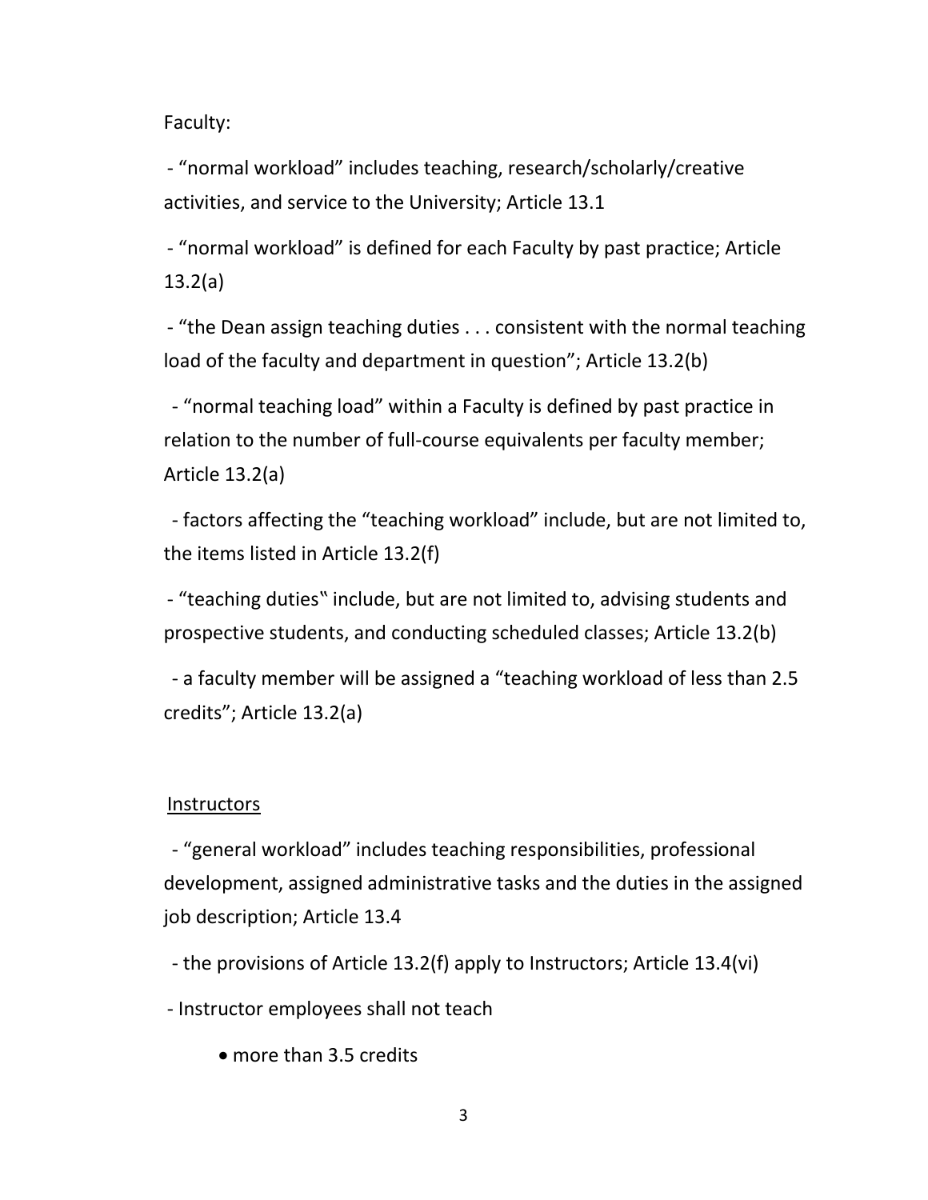Faculty:

- "normal workload" includes teaching, research/scholarly/creative activities, and service to the University; Article 13.1

- "normal workload" is defined for each Faculty by past practice; Article 13.2(a)

- "the Dean assign teaching duties . . . consistent with the normal teaching load of the faculty and department in question"; Article 13.2(b)

- "normal teaching load" within a Faculty is defined by past practice in relation to the number of full-course equivalents per faculty member; Article 13.2(a)

- factors affecting the "teaching workload" include, but are not limited to, the items listed in Article 13.2(f)

- "teaching duties�ȉ include, but are not limited to, advising students and prospective students, and conducting scheduled classes; Article 13.2(b)

- a faculty member will be assigned a "teaching workload of less than 2.5 credits"; Article 13.2(a)

<u>Instructors</u>

- "general workload" includes teaching responsibilities, professional development, assigned administrative tasks and the duties in the assigned job description; Article 13.4

- the provisions of Article 13.2(f) apply to Instructors; Article 13.4(vi)

- Instructor employees shall not teach

    - more than 3.5 credits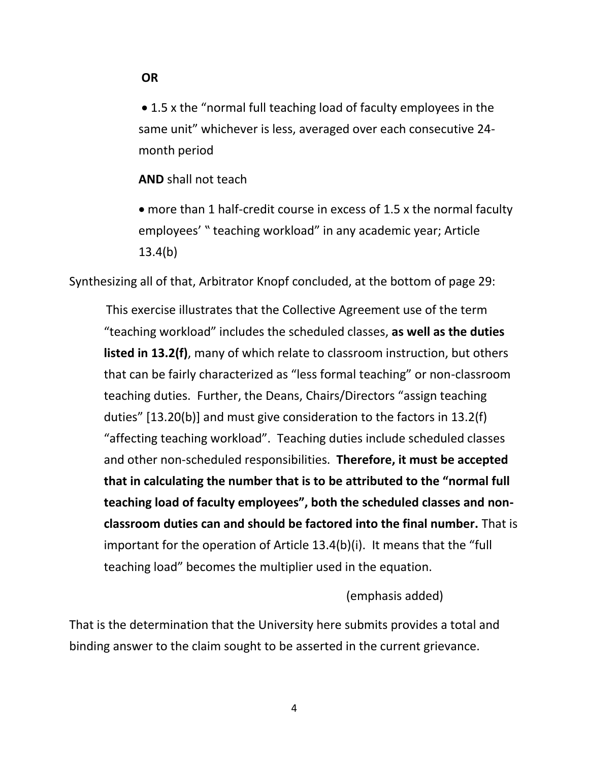**OR**

- 1.5 x the "normal full teaching load of faculty employees in the same unit" whichever is less, averaged over each consecutive 24-month period

**AND** shall not teach

- more than 1 half-credit course in excess of 1.5 x the normal faculty employees' " teaching workload" in any academic year; Article 13.4(b)

Synthesizing all of that, Arbitrator Knopf concluded, at the bottom of page 29:

> This exercise illustrates that the Collective Agreement use of the term "teaching workload" includes the scheduled classes, **as well as the duties listed in 13.2(f)**, many of which relate to classroom instruction, but others that can be fairly characterized as "less formal teaching" or non-classroom teaching duties. Further, the Deans, Chairs/Directors "assign teaching duties" [13.20(b)] and must give consideration to the factors in 13.2(f) "affecting teaching workload". Teaching duties include scheduled classes and other non-scheduled responsibilities. **Therefore, it must be accepted that in calculating the number that is to be attributed to the "normal full teaching load of faculty employees", both the scheduled classes and non-classroom duties can and should be factored into the final number.** That is important for the operation of Article 13.4(b)(i). It means that the "full teaching load" becomes the multiplier used in the equation.
>
> (emphasis added)

That is the determination that the University here submits provides a total and binding answer to the claim sought to be asserted in the current grievance.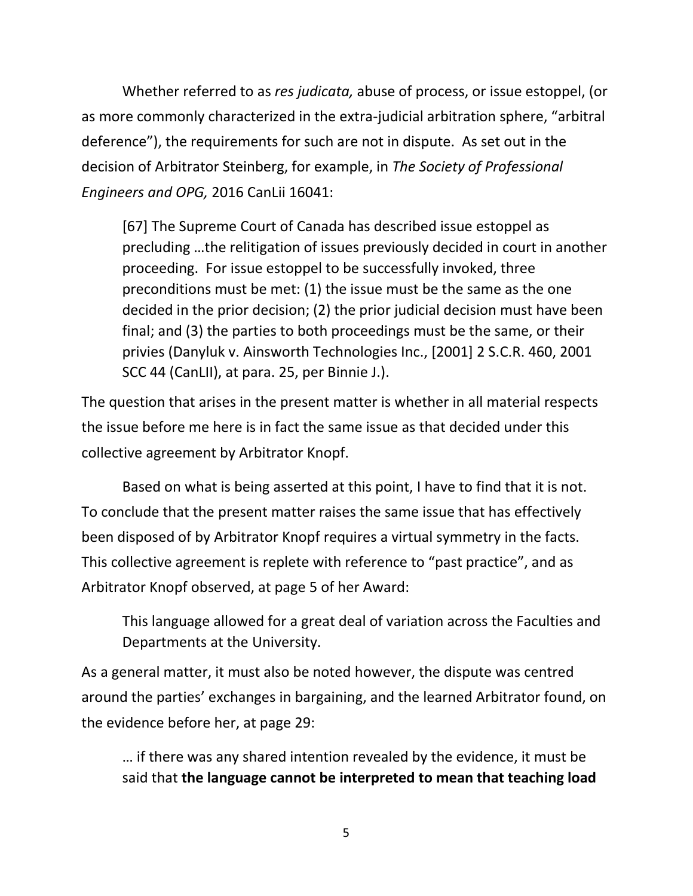Whether referred to as *res judicata,* abuse of process, or issue estoppel, (or as more commonly characterized in the extra-judicial arbitration sphere, "arbitral deference"), the requirements for such are not in dispute. As set out in the decision of Arbitrator Steinberg, for example, in *The Society of Professional Engineers and OPG,* 2016 CanLii 16041:

> [67] The Supreme Court of Canada has described issue estoppel as precluding …the relitigation of issues previously decided in court in another proceeding. For issue estoppel to be successfully invoked, three preconditions must be met: (1) the issue must be the same as the one decided in the prior decision; (2) the prior judicial decision must have been final; and (3) the parties to both proceedings must be the same, or their privies (Danyluk v. Ainsworth Technologies Inc., [2001] 2 S.C.R. 460, 2001 SCC 44 (CanLII), at para. 25, per Binnie J.).

The question that arises in the present matter is whether in all material respects the issue before me here is in fact the same issue as that decided under this collective agreement by Arbitrator Knopf.

Based on what is being asserted at this point, I have to find that it is not. To conclude that the present matter raises the same issue that has effectively been disposed of by Arbitrator Knopf requires a virtual symmetry in the facts. This collective agreement is replete with reference to "past practice", and as Arbitrator Knopf observed, at page 5 of her Award:

> This language allowed for a great deal of variation across the Faculties and Departments at the University.

As a general matter, it must also be noted however, the dispute was centred around the parties' exchanges in bargaining, and the learned Arbitrator found, on the evidence before her, at page 29:

> … if there was any shared intention revealed by the evidence, it must be said that **the language cannot be interpreted to mean that teaching load**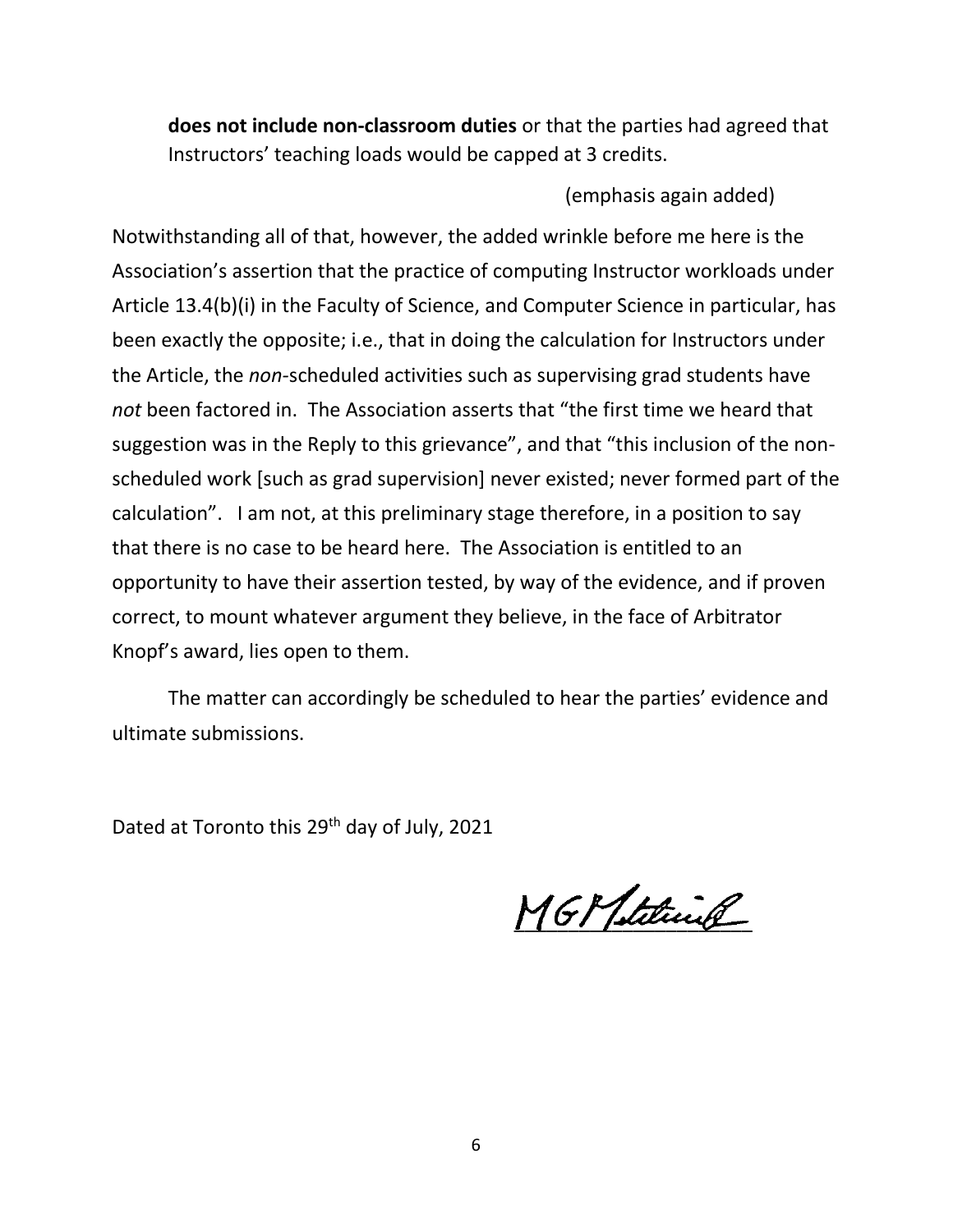**does not include non-classroom duties** or that the parties had agreed that Instructors' teaching loads would be capped at 3 credits.

(emphasis again added)

Notwithstanding all of that, however, the added wrinkle before me here is the Association's assertion that the practice of computing Instructor workloads under Article 13.4(b)(i) in the Faculty of Science, and Computer Science in particular, has been exactly the opposite; i.e., that in doing the calculation for Instructors under the Article, the *non*-scheduled activities such as supervising grad students have *not* been factored in. The Association asserts that "the first time we heard that suggestion was in the Reply to this grievance", and that "this inclusion of the non-scheduled work [such as grad supervision] never existed; never formed part of the calculation". I am not, at this preliminary stage therefore, in a position to say that there is no case to be heard here. The Association is entitled to an opportunity to have their assertion tested, by way of the evidence, and if proven correct, to mount whatever argument they believe, in the face of Arbitrator Knopf's award, lies open to them.

The matter can accordingly be scheduled to hear the parties' evidence and ultimate submissions.

Dated at Toronto this 29th day of July, 2021

MG Mitchnick